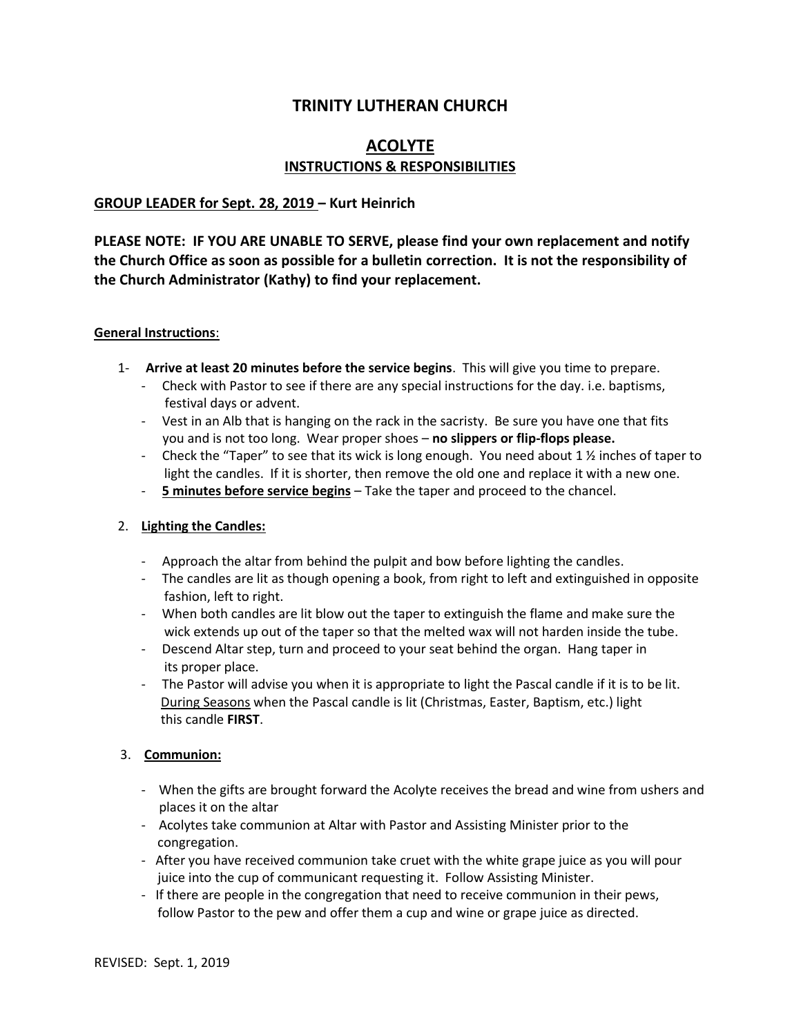# TRINITY LUTHERAN CHURCH

## ACOLYTE

### INSTRUCTIONS & RESPONSIBILITIES

**GROUP LEADER for Sept. 28, 2019 – Kurt Heinrich**

**PLEASE NOTE: IF YOU ARE UNABLE TO SERVE, please find your own replacement and notify the Church Office as soon as possible for a bulletin correction. It is not the responsibility of the Church Administrator (Kathy) to find your replacement.**

**General Instructions**:

1- **Arrive at least 20 minutes before the service begins**. This will give you time to prepare.
   - Check with Pastor to see if there are any special instructions for the day. i.e. baptisms, festival days or advent.
   - Vest in an Alb that is hanging on the rack in the sacristy. Be sure you have one that fits you and is not too long. Wear proper shoes – **no slippers or flip-flops please.**
   - Check the "Taper" to see that its wick is long enough. You need about 1 ½ inches of taper to light the candles. If it is shorter, then remove the old one and replace it with a new one.
   - **5 minutes before service begins** – Take the taper and proceed to the chancel.

2. **Lighting the Candles:**
   - Approach the altar from behind the pulpit and bow before lighting the candles.
   - The candles are lit as though opening a book, from right to left and extinguished in opposite fashion, left to right.
   - When both candles are lit blow out the taper to extinguish the flame and make sure the wick extends up out of the taper so that the melted wax will not harden inside the tube.
   - Descend Altar step, turn and proceed to your seat behind the organ. Hang taper in its proper place.
   - The Pastor will advise you when it is appropriate to light the Pascal candle if it is to be lit. During Seasons when the Pascal candle is lit (Christmas, Easter, Baptism, etc.) light this candle **FIRST**.

3. **Communion:**
   - When the gifts are brought forward the Acolyte receives the bread and wine from ushers and places it on the altar
   - Acolytes take communion at Altar with Pastor and Assisting Minister prior to the congregation.
   - After you have received communion take cruet with the white grape juice as you will pour juice into the cup of communicant requesting it. Follow Assisting Minister.
   - If there are people in the congregation that need to receive communion in their pews, follow Pastor to the pew and offer them a cup and wine or grape juice as directed.

REVISED: Sept. 1, 2019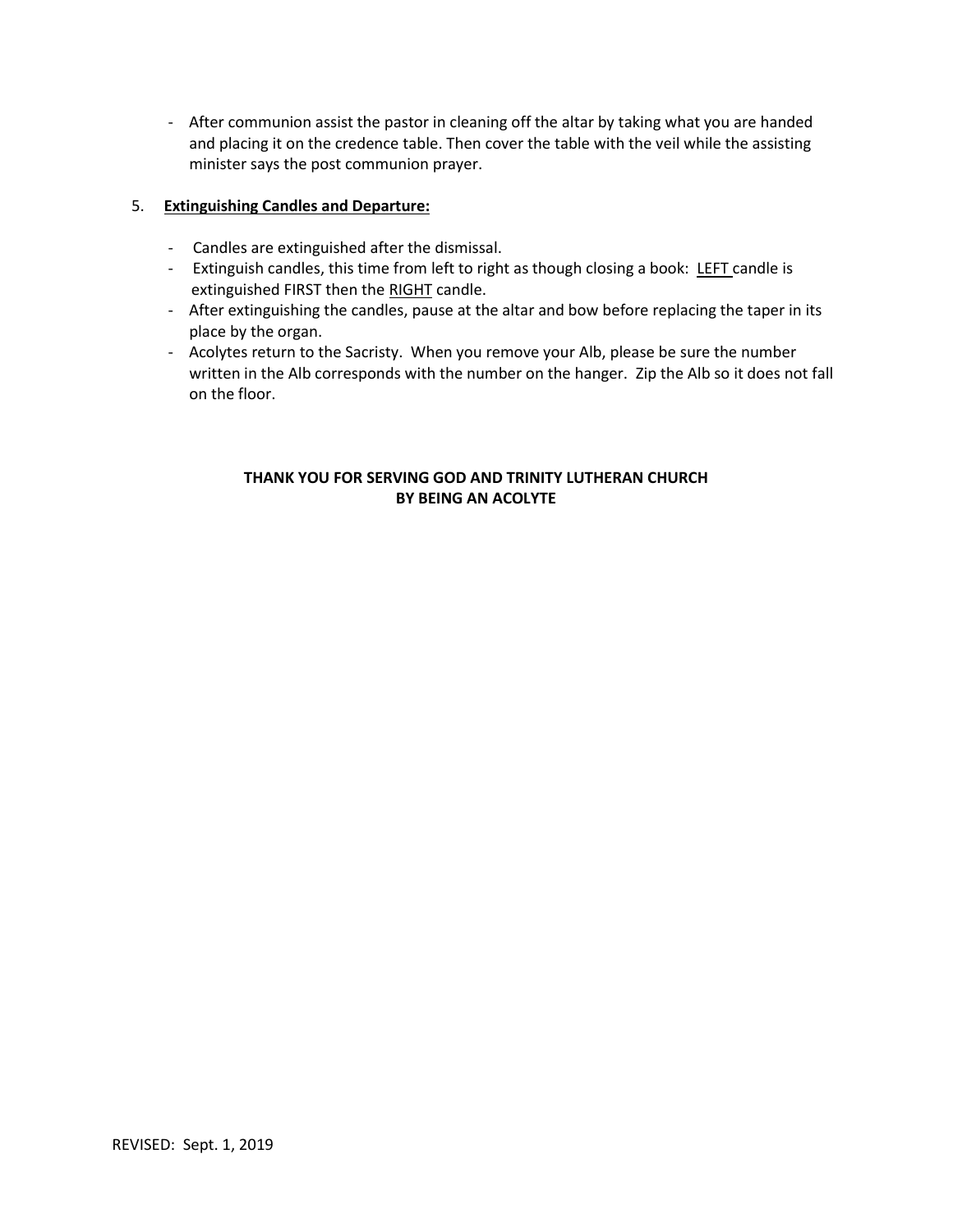- After communion assist the pastor in cleaning off the altar by taking what you are handed and placing it on the credence table. Then cover the table with the veil while the assisting minister says the post communion prayer.

5. **Extinguishing Candles and Departure:**

- Candles are extinguished after the dismissal.
- Extinguish candles, this time from left to right as though closing a book: LEFT candle is extinguished FIRST then the RIGHT candle.
- After extinguishing the candles, pause at the altar and bow before replacing the taper in its place by the organ.
- Acolytes return to the Sacristy. When you remove your Alb, please be sure the number written in the Alb corresponds with the number on the hanger. Zip the Alb so it does not fall on the floor.

**THANK YOU FOR SERVING GOD AND TRINITY LUTHERAN CHURCH BY BEING AN ACOLYTE**

REVISED: Sept. 1, 2019